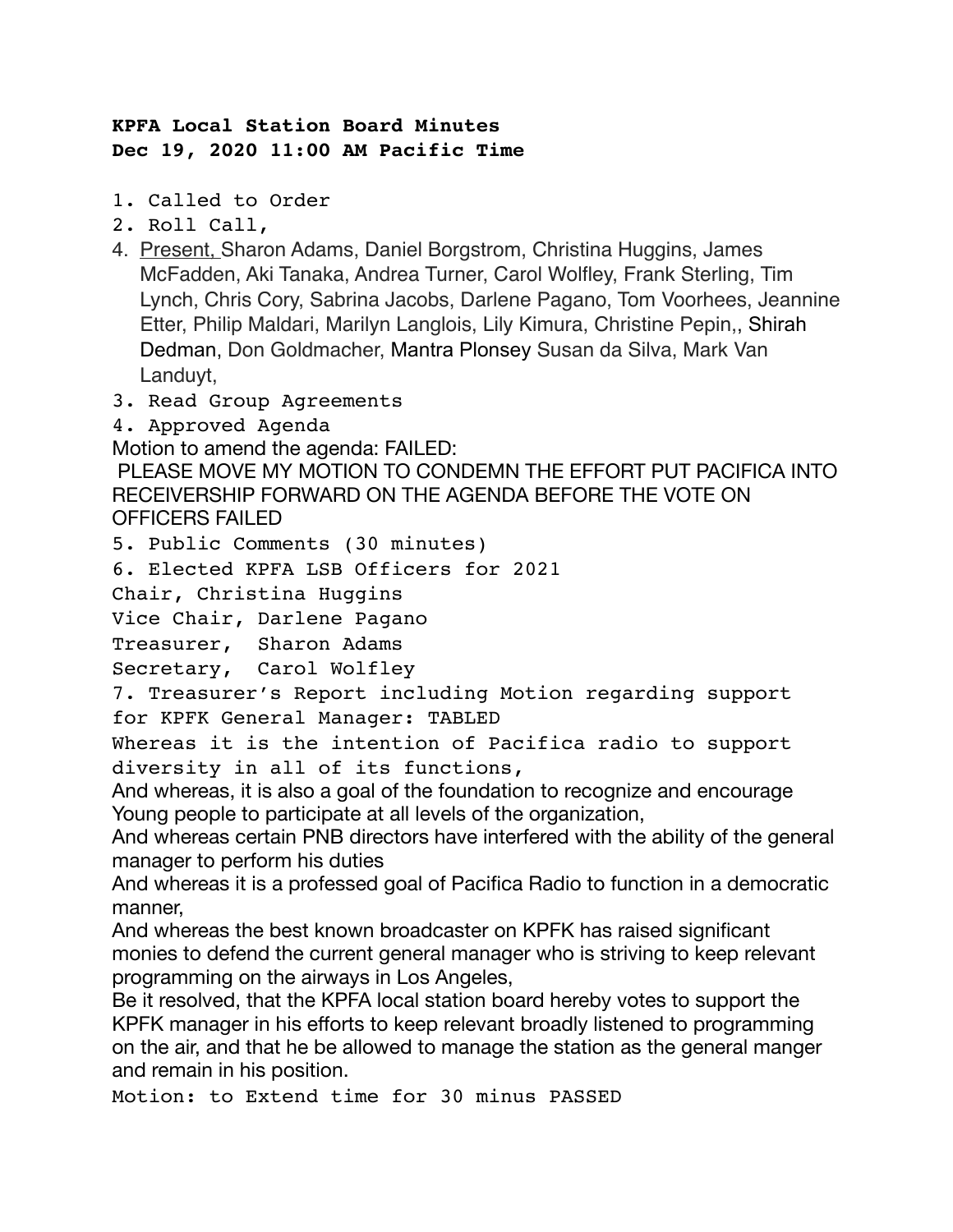**KPFA Local Station Board Minutes**
**Dec 19, 2020 11:00 AM Pacific Time**

1. Called to Order
2. Roll Call,
4. Present, Sharon Adams, Daniel Borgstrom, Christina Huggins, James McFadden, Aki Tanaka, Andrea Turner, Carol Wolfley, Frank Sterling, Tim Lynch, Chris Cory, Sabrina Jacobs, Darlene Pagano, Tom Voorhees, Jeannine Etter, Philip Maldari, Marilyn Langlois, Lily Kimura, Christine Pepin,, Shirah Dedman, Don Goldmacher, Mantra Plonsey Susan da Silva, Mark Van Landuyt,
3. Read Group Agreements
4. Approved Agenda

Motion to amend the agenda: FAILED:

PLEASE MOVE MY MOTION TO CONDEMN THE EFFORT PUT PACIFICA INTO RECEIVERSHIP FORWARD ON THE AGENDA BEFORE THE VOTE ON OFFICERS FAILED

5. Public Comments (30 minutes)
6. Elected KPFA LSB Officers for 2021

Chair, Christina Huggins

Vice Chair, Darlene Pagano

Treasurer, Sharon Adams

Secretary, Carol Wolfley

7. Treasurer's Report including Motion regarding support for KPFK General Manager: TABLED

Whereas it is the intention of Pacifica radio to support diversity in all of its functions,

And whereas, it is also a goal of the foundation to recognize and encourage Young people to participate at all levels of the organization,

And whereas certain PNB directors have interfered with the ability of the general manager to perform his duties

And whereas it is a professed goal of Pacifica Radio to function in a democratic manner,

And whereas the best known broadcaster on KPFK has raised significant monies to defend the current general manager who is striving to keep relevant programming on the airways in Los Angeles,

Be it resolved, that the KPFA local station board hereby votes to support the KPFK manager in his efforts to keep relevant broadly listened to programming on the air, and that he be allowed to manage the station as the general manger and remain in his position.

Motion: to Extend time for 30 minus PASSED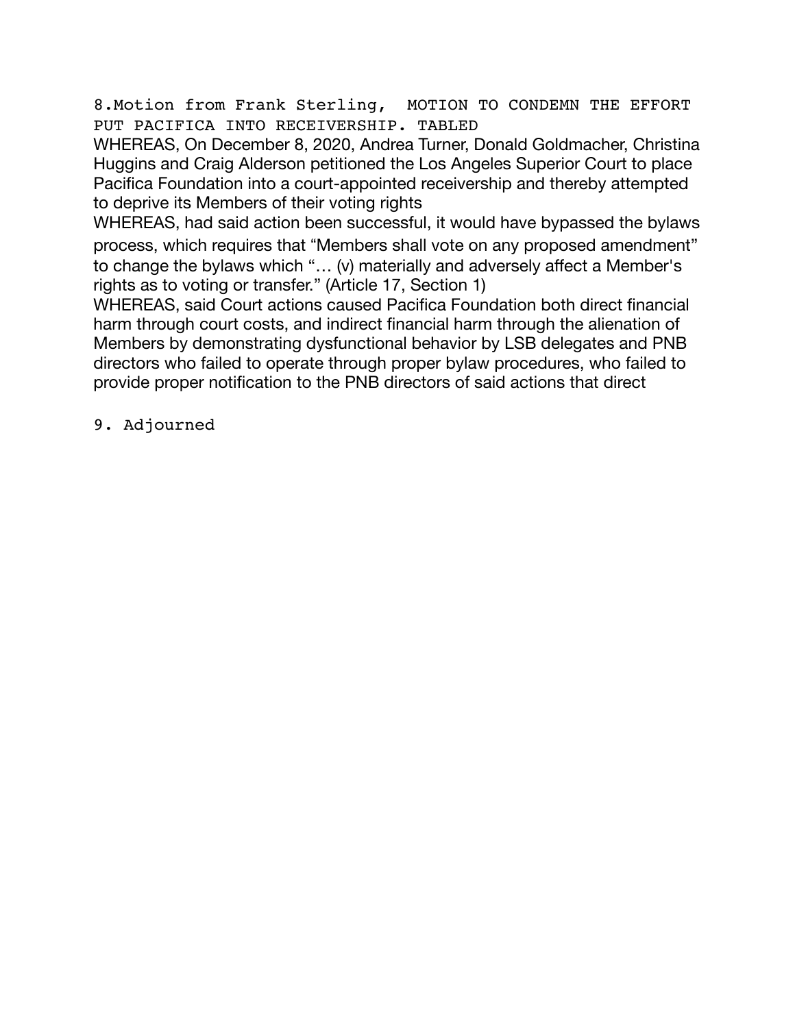8.Motion from Frank Sterling, MOTION TO CONDEMN THE EFFORT PUT PACIFICA INTO RECEIVERSHIP. TABLED

WHEREAS, On December 8, 2020, Andrea Turner, Donald Goldmacher, Christina Huggins and Craig Alderson petitioned the Los Angeles Superior Court to place Pacifica Foundation into a court-appointed receivership and thereby attempted to deprive its Members of their voting rights

WHEREAS, had said action been successful, it would have bypassed the bylaws process, which requires that "Members shall vote on any proposed amendment" to change the bylaws which "… (v) materially and adversely affect a Member's rights as to voting or transfer." (Article 17, Section 1)

WHEREAS, said Court actions caused Pacifica Foundation both direct financial harm through court costs, and indirect financial harm through the alienation of Members by demonstrating dysfunctional behavior by LSB delegates and PNB directors who failed to operate through proper bylaw procedures, who failed to provide proper notification to the PNB directors of said actions that direct

9. Adjourned